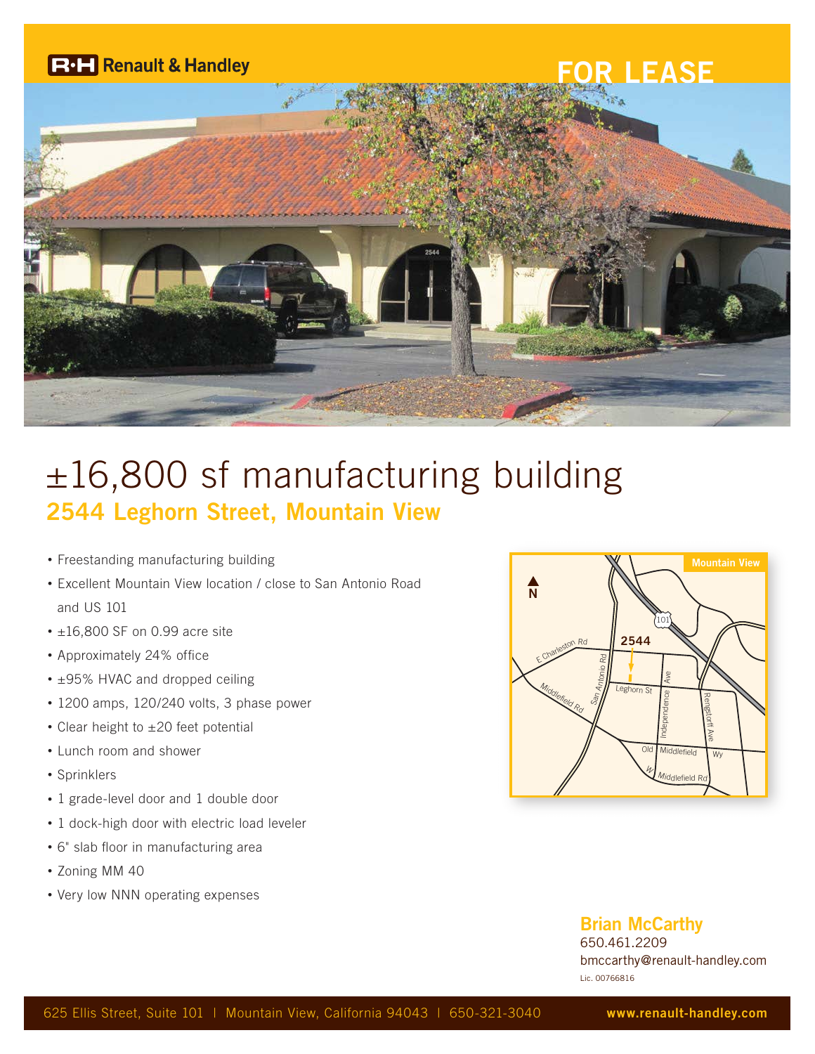Renault & Handley

# FOR LEASE

# ±16,800 sf manufacturing building

## 2544 Leghorn Street, Mountain View

- Freestanding manufacturing building
- Excellent Mountain View location / close to San Antonio Road and US 101
- ±16,800 SF on 0.99 acre site
- Approximately 24% office
- ±95% HVAC and dropped ceiling
- 1200 amps, 120/240 volts, 3 phase power
- Clear height to ±20 feet potential
- Lunch room and shower
- Sprinklers
- 1 grade-level door and 1 double door
- 1 dock-high door with electric load leveler
- 6" slab floor in manufacturing area
- Zoning MM 40
- Very low NNN operating expenses

**Brian McCarthy**
650.461.2209
bmccarthy@renault-handley.com
Lic. 00766816

625 Ellis Street, Suite 101 | Mountain View, California 94043 | 650-321-3040 **www.renault-handley.com**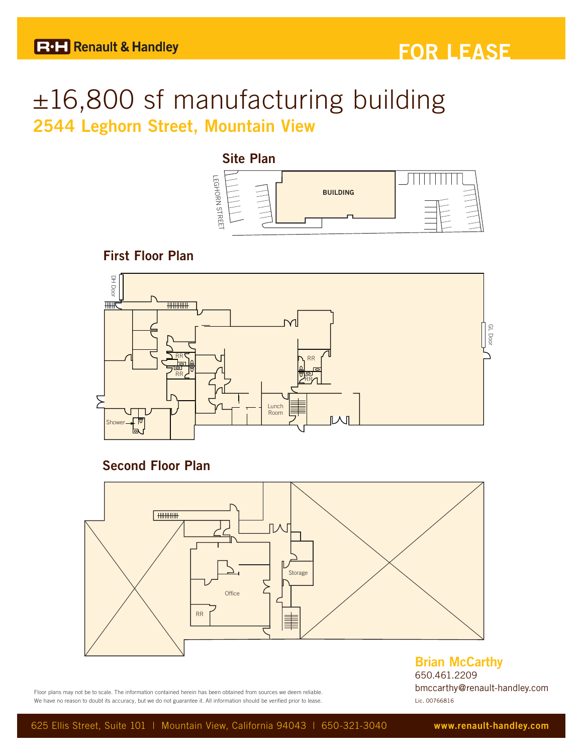R·H Renault & Handley

FOR LEASE

# ±16,800 sf manufacturing building

## 2544 Leghorn Street, Mountain View

### Site Plan

LEGHORN STREET

BUILDING

### First Floor Plan

DH Door

RR

RR

RR

RR

GL Door

Lunch Room

Shower

### Second Floor Plan

Storage

Office

RR

Floor plans may not be to scale. The information contained herein has been obtained from sources we deem reliable. We have no reason to doubt its accuracy, but we do not guarantee it. All information should be verified prior to lease.

**Brian McCarthy**
650.461.2209
bmccarthy@renault-handley.com
Lic. 00766816

625 Ellis Street, Suite 101 | Mountain View, California 94043 | 650-321-3040 **www.renault-handley.com**